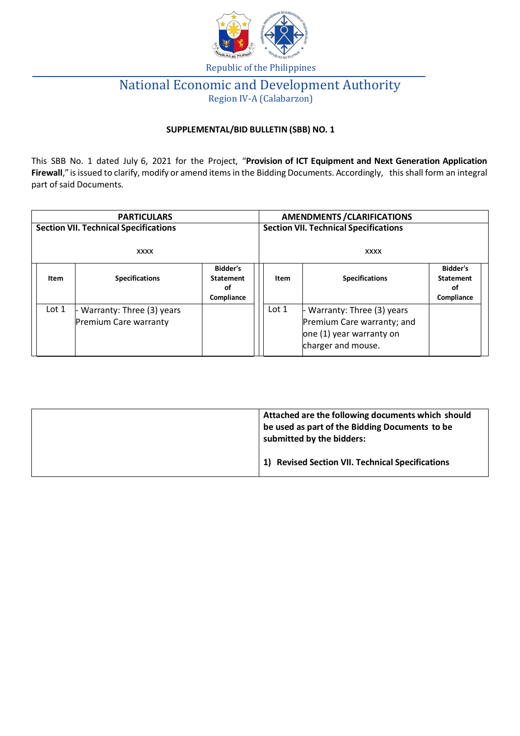Republic of the Philippines

# National Economic and Development Authority

Region IV-A (Calabarzon)

## SUPPLEMENTAL/BID BULLETIN (SBB) NO. 1

This SBB No. 1 dated July 6, 2021 for the Project, "**Provision of ICT Equipment and Next Generation Application Firewall**," is issued to clarify, modify or amend items in the Bidding Documents. Accordingly, this shall form an integral part of said Documents.

| PARTICULARS | | | AMENDMENTS /CLARIFICATIONS | | |
|---|---|---|---|---|---|
| **Section VII. Technical Specifications** | | | **Section VII. Technical Specifications** | | |
| xxxx | | | xxxx | | |
| **Item** | **Specifications** | **Bidder's Statement of Compliance** | **Item** | **Specifications** | **Bidder's Statement of Compliance** |
| Lot 1 | - Warranty: Three (3) years Premium Care warranty | | Lot 1 | - Warranty: Three (3) years Premium Care warranty; and one (1) year warranty on charger and mouse. | |

| | |
|---|---|
| | **Attached are the following documents which should be used as part of the Bidding Documents to be submitted by the bidders:**<br><br>**1) Revised Section VII. Technical Specifications** |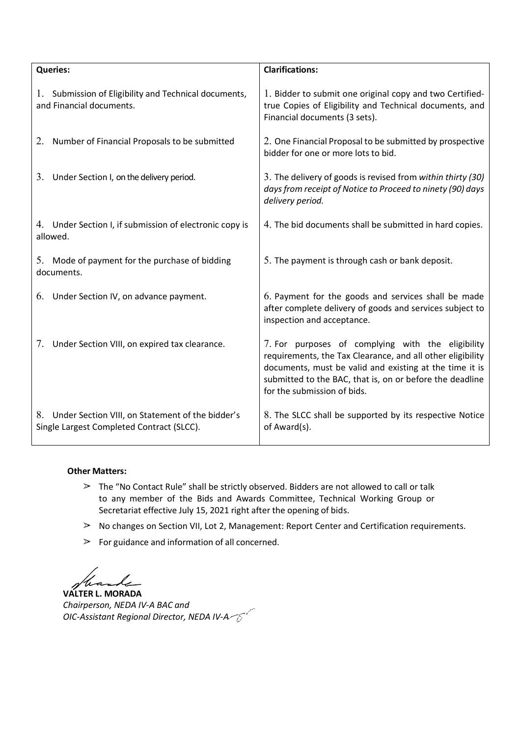| Queries: | Clarifications: |
|---|---|
| 1. Submission of Eligibility and Technical documents, and Financial documents. | 1. Bidder to submit one original copy and two Certified-true Copies of Eligibility and Technical documents, and Financial documents (3 sets). |
| 2. Number of Financial Proposals to be submitted | 2. One Financial Proposal to be submitted by prospective bidder for one or more lots to bid. |
| 3. Under Section I, on the delivery period. | 3. The delivery of goods is revised from *within thirty (30) days from receipt of Notice to Proceed to ninety (90) days delivery period.* |
| 4. Under Section I, if submission of electronic copy is allowed. | 4. The bid documents shall be submitted in hard copies. |
| 5. Mode of payment for the purchase of bidding documents. | 5. The payment is through cash or bank deposit. |
| 6. Under Section IV, on advance payment. | 6. Payment for the goods and services shall be made after complete delivery of goods and services subject to inspection and acceptance. |
| 7. Under Section VIII, on expired tax clearance. | 7. For purposes of complying with the eligibility requirements, the Tax Clearance, and all other eligibility documents, must be valid and existing at the time it is submitted to the BAC, that is, on or before the deadline for the submission of bids. |
| 8. Under Section VIII, on Statement of the bidder's Single Largest Completed Contract (SLCC). | 8. The SLCC shall be supported by its respective Notice of Award(s). |

**Other Matters:**

- The "No Contact Rule" shall be strictly observed. Bidders are not allowed to call or talk to any member of the Bids and Awards Committee, Technical Working Group or Secretariat effective July 15, 2021 right after the opening of bids.
- No changes on Section VII, Lot 2, Management: Report Center and Certification requirements.
- For guidance and information of all concerned.

**VALTER L. MORADA**
*Chairperson, NEDA IV-A BAC and*
*OIC-Assistant Regional Director, NEDA IV-A*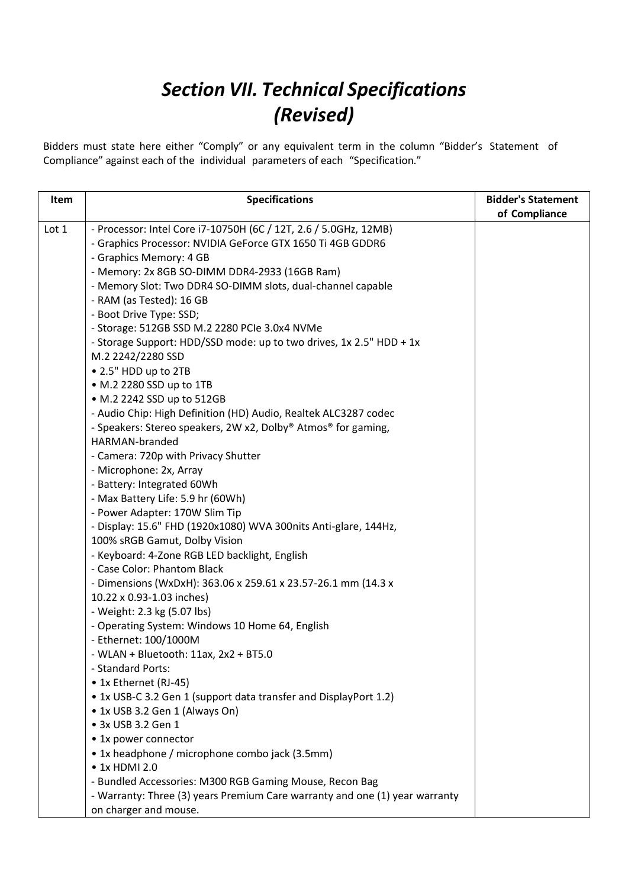# *Section VII. Technical Specifications (Revised)*

Bidders must state here either “Comply” or any equivalent term in the column “Bidder’s Statement of Compliance” against each of the individual parameters of each “Specification.”

| Item | Specifications | Bidder's Statement of Compliance |
|---|---|---|
| Lot 1 | - Processor: Intel Core i7-10750H (6C / 12T, 2.6 / 5.0GHz, 12MB)<br>- Graphics Processor: NVIDIA GeForce GTX 1650 Ti 4GB GDDR6<br>- Graphics Memory: 4 GB<br>- Memory: 2x 8GB SO-DIMM DDR4-2933 (16GB Ram)<br>- Memory Slot: Two DDR4 SO-DIMM slots, dual-channel capable<br>- RAM (as Tested): 16 GB<br>- Boot Drive Type: SSD;<br>- Storage: 512GB SSD M.2 2280 PCIe 3.0x4 NVMe<br>- Storage Support: HDD/SSD mode: up to two drives, 1x 2.5" HDD + 1x M.2 2242/2280 SSD<br>• 2.5" HDD up to 2TB<br>• M.2 2280 SSD up to 1TB<br>• M.2 2242 SSD up to 512GB<br>- Audio Chip: High Definition (HD) Audio, Realtek ALC3287 codec<br>- Speakers: Stereo speakers, 2W x2, Dolby® Atmos® for gaming, HARMAN-branded<br>- Camera: 720p with Privacy Shutter<br>- Microphone: 2x, Array<br>- Battery: Integrated 60Wh<br>- Max Battery Life: 5.9 hr (60Wh)<br>- Power Adapter: 170W Slim Tip<br>- Display: 15.6" FHD (1920x1080) WVA 300nits Anti-glare, 144Hz, 100% sRGB Gamut, Dolby Vision<br>- Keyboard: 4-Zone RGB LED backlight, English<br>- Case Color: Phantom Black<br>- Dimensions (WxDxH): 363.06 x 259.61 x 23.57-26.1 mm (14.3 x 10.22 x 0.93-1.03 inches)<br>- Weight: 2.3 kg (5.07 lbs)<br>- Operating System: Windows 10 Home 64, English<br>- Ethernet: 100/1000M<br>- WLAN + Bluetooth: 11ax, 2x2 + BT5.0<br>- Standard Ports:<br>• 1x Ethernet (RJ-45)<br>• 1x USB-C 3.2 Gen 1 (support data transfer and DisplayPort 1.2)<br>• 1x USB 3.2 Gen 1 (Always On)<br>• 3x USB 3.2 Gen 1<br>• 1x power connector<br>• 1x headphone / microphone combo jack (3.5mm)<br>• 1x HDMI 2.0<br>- Bundled Accessories: M300 RGB Gaming Mouse, Recon Bag<br>- Warranty: Three (3) years Premium Care warranty and one (1) year warranty on charger and mouse. | |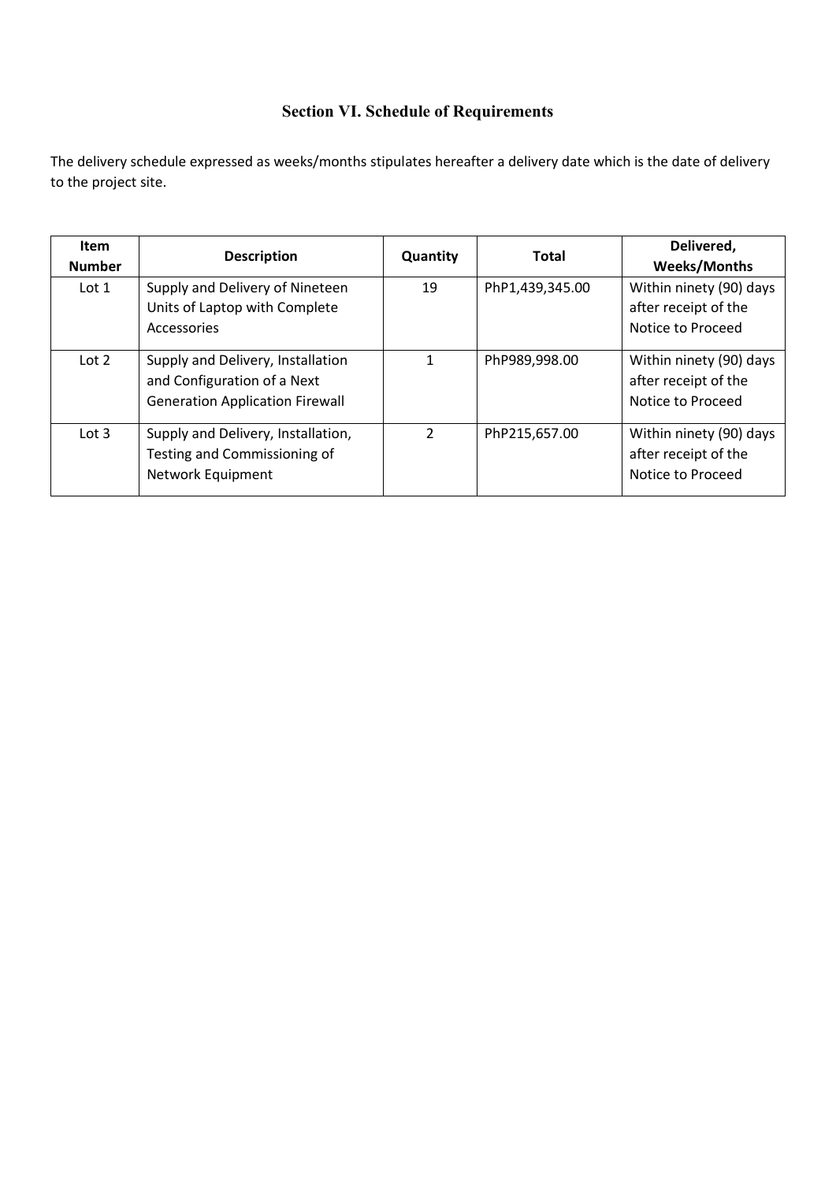## Section VI. Schedule of Requirements

The delivery schedule expressed as weeks/months stipulates hereafter a delivery date which is the date of delivery to the project site.

| Item Number | Description | Quantity | Total | Delivered, Weeks/Months |
|---|---|---|---|---|
| Lot 1 | Supply and Delivery of Nineteen Units of Laptop with Complete Accessories | 19 | PhP1,439,345.00 | Within ninety (90) days after receipt of the Notice to Proceed |
| Lot 2 | Supply and Delivery, Installation and Configuration of a Next Generation Application Firewall | 1 | PhP989,998.00 | Within ninety (90) days after receipt of the Notice to Proceed |
| Lot 3 | Supply and Delivery, Installation, Testing and Commissioning of Network Equipment | 2 | PhP215,657.00 | Within ninety (90) days after receipt of the Notice to Proceed |